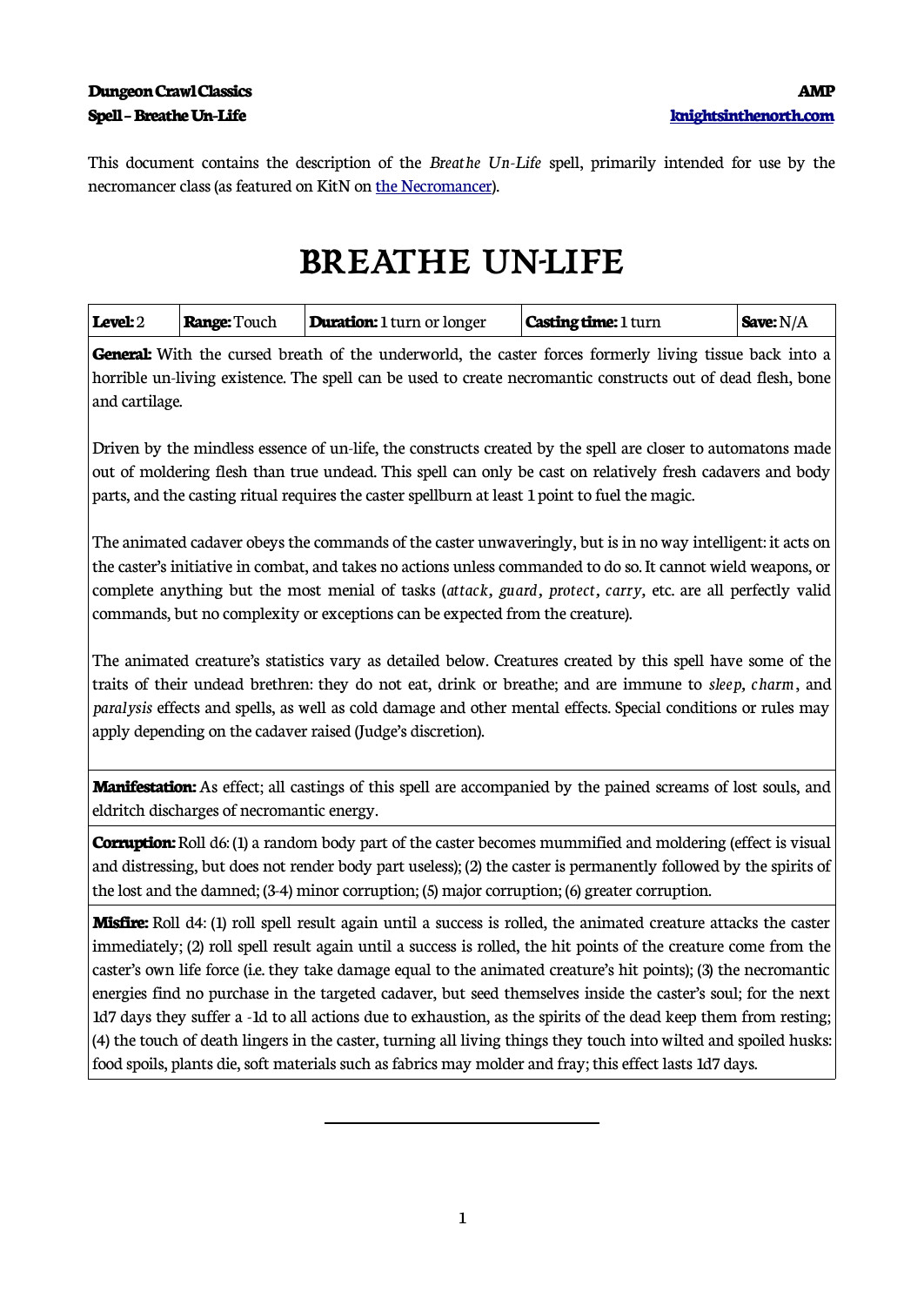This document contains the description of the *Breathe Un-Life* spell, primarily intended for use by the necromancer class (as featured on KitN on [the Necromancer]).

# BREATHE UN-LIFE

| **Level:** 2 | **Range:** Touch | **Duration:** 1 turn or longer | **Casting time:** 1 turn | **Save:** N/A |
|---|---|---|---|---|

**General:** With the cursed breath of the underworld, the caster forces formerly living tissue back into a horrible un-living existence. The spell can be used to create necromantic constructs out of dead flesh, bone and cartilage.

Driven by the mindless essence of un-life, the constructs created by the spell are closer to automatons made out of moldering flesh than true undead. This spell can only be cast on relatively fresh cadavers and body parts, and the casting ritual requires the caster spellburn at least 1 point to fuel the magic.

The animated cadaver obeys the commands of the caster unwaveringly, but is in no way intelligent: it acts on the caster's initiative in combat, and takes no actions unless commanded to do so. It cannot wield weapons, or complete anything but the most menial of tasks (*attack*, *guard*, *protect*, *carry*, etc. are all perfectly valid commands, but no complexity or exceptions can be expected from the creature).

The animated creature's statistics vary as detailed below. Creatures created by this spell have some of the traits of their undead brethren: they do not eat, drink or breathe; and are immune to *sleep*, *charm*, and *paralysis* effects and spells, as well as cold damage and other mental effects. Special conditions or rules may apply depending on the cadaver raised (Judge's discretion).

**Manifestation:** As effect; all castings of this spell are accompanied by the pained screams of lost souls, and eldritch discharges of necromantic energy.

**Corruption:** Roll d6: (1) a random body part of the caster becomes mummified and moldering (effect is visual and distressing, but does not render body part useless); (2) the caster is permanently followed by the spirits of the lost and the damned; (3-4) minor corruption; (5) major corruption; (6) greater corruption.

**Misfire:** Roll d4: (1) roll spell result again until a success is rolled, the animated creature attacks the caster immediately; (2) roll spell result again until a success is rolled, the hit points of the creature come from the caster's own life force (i.e. they take damage equal to the animated creature's hit points); (3) the necromantic energies find no purchase in the targeted cadaver, but seed themselves inside the caster's soul; for the next 1d7 days they suffer a -1d to all actions due to exhaustion, as the spirits of the dead keep them from resting; (4) the touch of death lingers in the caster, turning all living things they touch into wilted and spoiled husks: food spoils, plants die, soft materials such as fabrics may molder and fray; this effect lasts 1d7 days.

---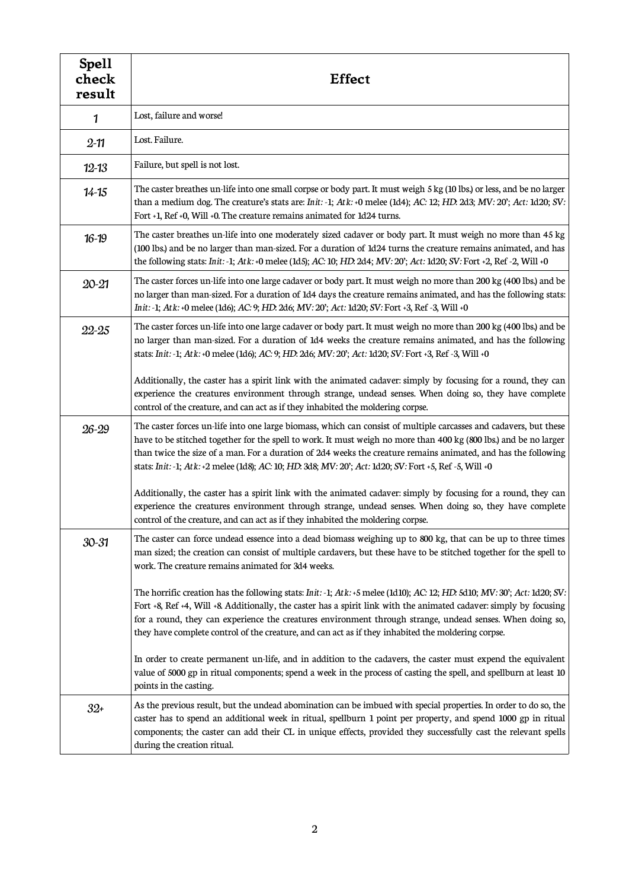| Spell check result | Effect |
|---|---|
| 1 | Lost, failure and worse! |
| 2-11 | Lost. Failure. |
| 12-13 | Failure, but spell is not lost. |
| 14-15 | The caster breathes un-life into one small corpse or body part. It must weigh 5 kg (10 lbs.) or less, and be no larger than a medium dog. The creature's stats are: *Init:* -1; *Atk:* +0 melee (1d4); *AC:* 12; *HD:* 2d3; *MV:* 20'; *Act:* 1d20; *SV:* Fort +1, Ref +0, Will +0. The creature remains animated for 1d24 turns. |
| 16-19 | The caster breathes un-life into one moderately sized cadaver or body part. It must weigh no more than 45 kg (100 lbs.) and be no larger than man-sized. For a duration of 1d24 turns the creature remains animated, and has the following stats: *Init:* -1; *Atk:* +0 melee (1d5); *AC:* 10; *HD:* 2d4; *MV:* 20'; *Act:* 1d20; *SV:* Fort +2, Ref -2, Will +0 |
| 20-21 | The caster forces un-life into one large cadaver or body part. It must weigh no more than 200 kg (400 lbs.) and be no larger than man-sized. For a duration of 1d4 days the creature remains animated, and has the following stats: *Init:* -1; *Atk:* +0 melee (1d6); *AC:* 9; *HD:* 2d6; *MV:* 20'; *Act:* 1d20; *SV:* Fort +3, Ref -3, Will +0 |
| 22-25 | The caster forces un-life into one large cadaver or body part. It must weigh no more than 200 kg (400 lbs.) and be no larger than man-sized. For a duration of 1d4 weeks the creature remains animated, and has the following stats: *Init:* -1; *Atk:* +0 melee (1d6); *AC:* 9; *HD:* 2d6; *MV:* 20'; *Act:* 1d20; *SV:* Fort +3, Ref -3, Will +0<br><br>Additionally, the caster has a spirit link with the animated cadaver: simply by focusing for a round, they can experience the creatures environment through strange, undead senses. When doing so, they have complete control of the creature, and can act as if they inhabited the moldering corpse. |
| 26-29 | The caster forces un-life into one large biomass, which can consist of multiple carcasses and cadavers, but these have to be stitched together for the spell to work. It must weigh no more than 400 kg (800 lbs.) and be no larger than twice the size of a man. For a duration of 2d4 weeks the creature remains animated, and has the following stats: *Init:* -1; *Atk:* +2 melee (1d8); *AC:* 10; *HD:* 3d8; *MV:* 20'; *Act:* 1d20; *SV:* Fort +5, Ref -5, Will +0<br><br>Additionally, the caster has a spirit link with the animated cadaver: simply by focusing for a round, they can experience the creatures environment through strange, undead senses. When doing so, they have complete control of the creature, and can act as if they inhabited the moldering corpse. |
| 30-31 | The caster can force undead essence into a dead biomass weighing up to 800 kg, that can be up to three times man sized; the creation can consist of multiple cardavers, but these have to be stitched together for the spell to work. The creature remains animated for 3d4 weeks.<br><br>The horrific creation has the following stats: *Init:* -1; *Atk:* +5 melee (1d10); *AC:* 12; *HD:* 5d10; *MV:* 30'; *Act:* 1d20; *SV:* Fort +8, Ref +4, Will +8. Additionally, the caster has a spirit link with the animated cadaver: simply by focusing for a round, they can experience the creatures environment through strange, undead senses. When doing so, they have complete control of the creature, and can act as if they inhabited the moldering corpse.<br><br>In order to create permanent un-life, and in addition to the cadavers, the caster must expend the equivalent value of 5000 gp in ritual components; spend a week in the process of casting the spell, and spellburn at least 10 points in the casting. |
| 32+ | As the previous result, but the undead abomination can be imbued with special properties. In order to do so, the caster has to spend an additional week in ritual, spellburn 1 point per property, and spend 1000 gp in ritual components; the caster can add their CL in unique effects, provided they successfully cast the relevant spells during the creation ritual. |